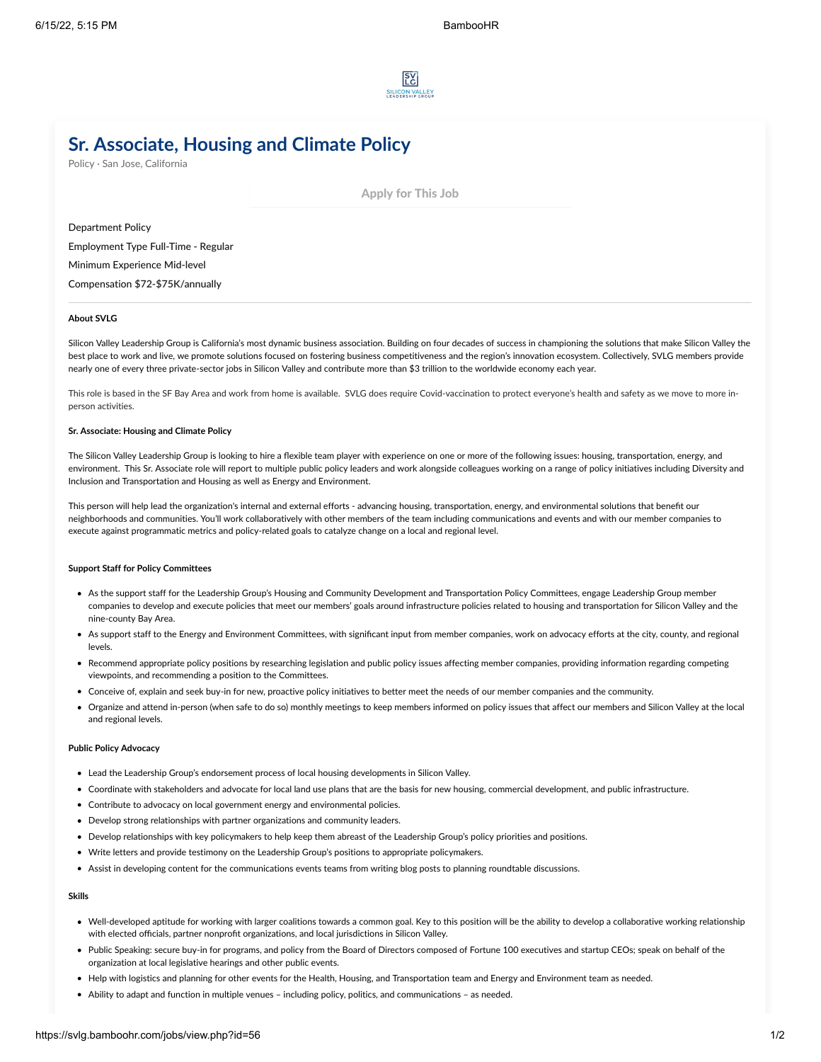# Sr. Associate, Housing and Climate Policy

Policy · San Jose, California

Apply for This Job

Department Policy

Employment Type Full-Time - Regular

Minimum Experience Mid-level

Compensation $72-$75K/annually

---

**About SVLG**

Silicon Valley Leadership Group is California's most dynamic business association. Building on four decades of success in championing the solutions that make Silicon Valley the best place to work and live, we promote solutions focused on fostering business competitiveness and the region's innovation ecosystem. Collectively, SVLG members provide nearly one of every three private-sector jobs in Silicon Valley and contribute more than $3 trillion to the worldwide economy each year.

This role is based in the SF Bay Area and work from home is available. SVLG does require Covid-vaccination to protect everyone's health and safety as we move to more in-person activities.

**Sr. Associate: Housing and Climate Policy**

The Silicon Valley Leadership Group is looking to hire a flexible team player with experience on one or more of the following issues: housing, transportation, energy, and environment. This Sr. Associate role will report to multiple public policy leaders and work alongside colleagues working on a range of policy initiatives including Diversity and Inclusion and Transportation and Housing as well as Energy and Environment.

This person will help lead the organization's internal and external efforts - advancing housing, transportation, energy, and environmental solutions that benefit our neighborhoods and communities. You'll work collaboratively with other members of the team including communications and events and with our member companies to execute against programmatic metrics and policy-related goals to catalyze change on a local and regional level.

**Support Staff for Policy Committees**

- As the support staff for the Leadership Group's Housing and Community Development and Transportation Policy Committees, engage Leadership Group member companies to develop and execute policies that meet our members' goals around infrastructure policies related to housing and transportation for Silicon Valley and the nine-county Bay Area.
- As support staff to the Energy and Environment Committees, with significant input from member companies, work on advocacy efforts at the city, county, and regional levels.
- Recommend appropriate policy positions by researching legislation and public policy issues affecting member companies, providing information regarding competing viewpoints, and recommending a position to the Committees.
- Conceive of, explain and seek buy-in for new, proactive policy initiatives to better meet the needs of our member companies and the community.
- Organize and attend in-person (when safe to do so) monthly meetings to keep members informed on policy issues that affect our members and Silicon Valley at the local and regional levels.

**Public Policy Advocacy**

- Lead the Leadership Group's endorsement process of local housing developments in Silicon Valley.
- Coordinate with stakeholders and advocate for local land use plans that are the basis for new housing, commercial development, and public infrastructure.
- Contribute to advocacy on local government energy and environmental policies.
- Develop strong relationships with partner organizations and community leaders.
- Develop relationships with key policymakers to help keep them abreast of the Leadership Group's policy priorities and positions.
- Write letters and provide testimony on the Leadership Group's positions to appropriate policymakers.
- Assist in developing content for the communications events teams from writing blog posts to planning roundtable discussions.

**Skills**

- Well-developed aptitude for working with larger coalitions towards a common goal. Key to this position will be the ability to develop a collaborative working relationship with elected officials, partner nonprofit organizations, and local jurisdictions in Silicon Valley.
- Public Speaking: secure buy-in for programs, and policy from the Board of Directors composed of Fortune 100 executives and startup CEOs; speak on behalf of the organization at local legislative hearings and other public events.
- Help with logistics and planning for other events for the Health, Housing, and Transportation team and Energy and Environment team as needed.
- Ability to adapt and function in multiple venues – including policy, politics, and communications – as needed.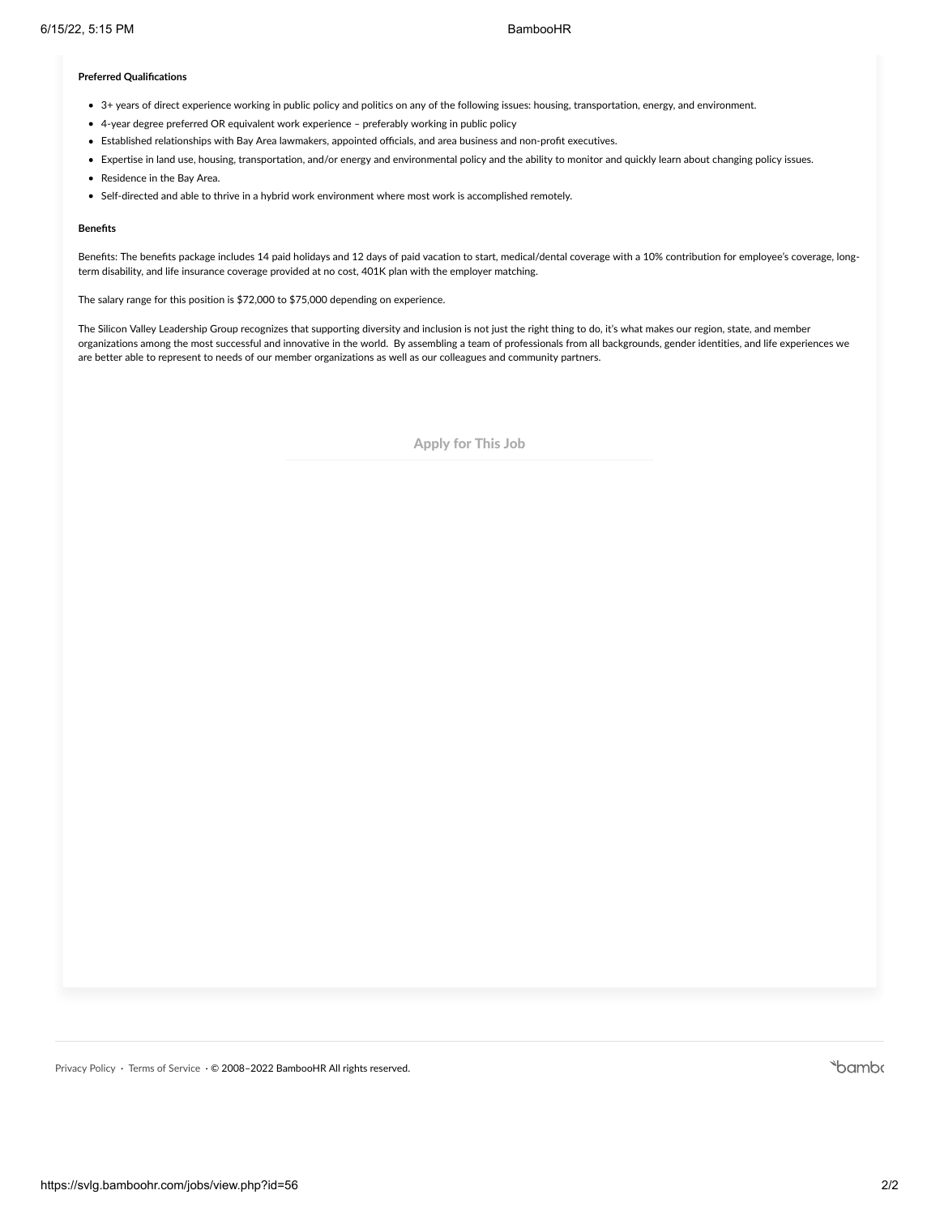**Preferred Qualifications**

- 3+ years of direct experience working in public policy and politics on any of the following issues: housing, transportation, energy, and environment.
- 4-year degree preferred OR equivalent work experience – preferably working in public policy
- Established relationships with Bay Area lawmakers, appointed officials, and area business and non-profit executives.
- Expertise in land use, housing, transportation, and/or energy and environmental policy and the ability to monitor and quickly learn about changing policy issues.
- Residence in the Bay Area.
- Self-directed and able to thrive in a hybrid work environment where most work is accomplished remotely.

**Benefits**

Benefits: The benefits package includes 14 paid holidays and 12 days of paid vacation to start, medical/dental coverage with a 10% contribution for employee's coverage, long-term disability, and life insurance coverage provided at no cost, 401K plan with the employer matching.

The salary range for this position is $72,000 to $75,000 depending on experience.

The Silicon Valley Leadership Group recognizes that supporting diversity and inclusion is not just the right thing to do, it's what makes our region, state, and member organizations among the most successful and innovative in the world. By assembling a team of professionals from all backgrounds, gender identities, and life experiences we are better able to represent to needs of our member organizations as well as our colleagues and community partners.

Apply for This Job

Privacy Policy · Terms of Service · © 2008–2022 BambooHR All rights reserved.